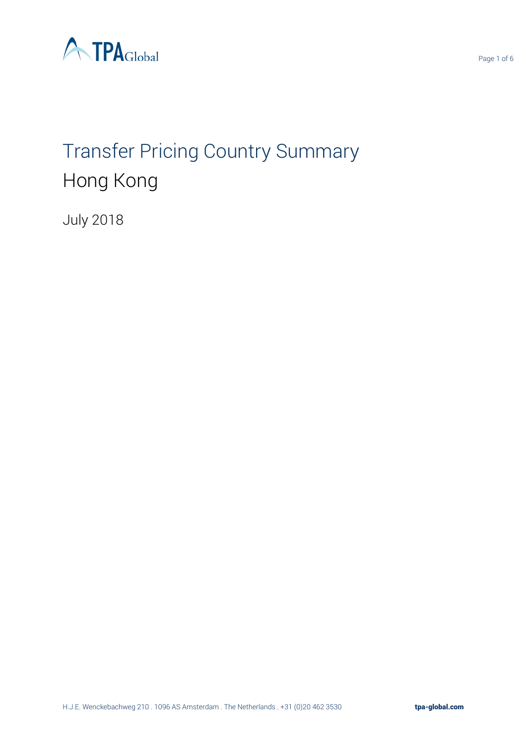# Transfer Pricing Country Summary

## Hong Kong

July 2018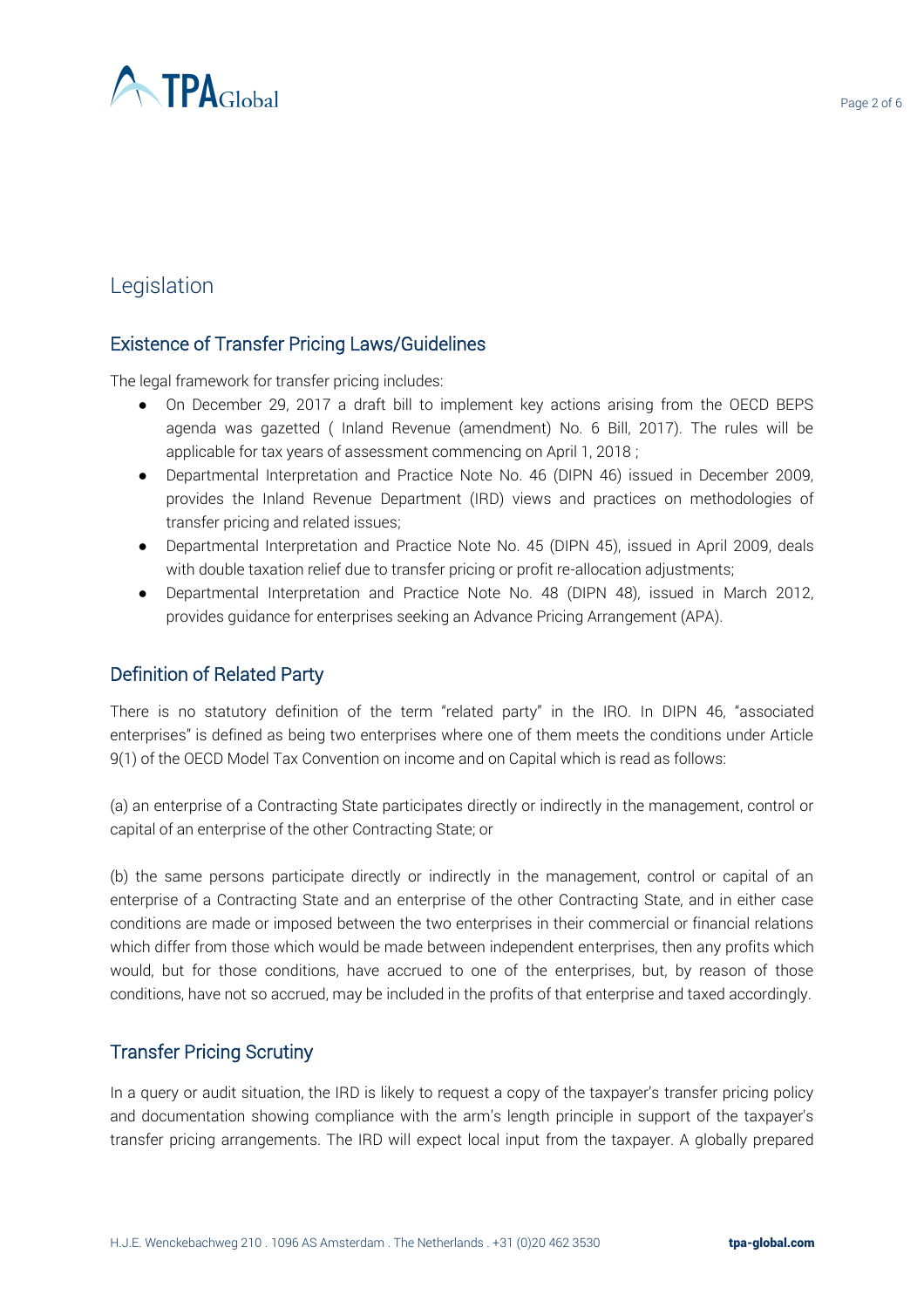## Legislation

### Existence of Transfer Pricing Laws/Guidelines

The legal framework for transfer pricing includes:

- On December 29, 2017 a draft bill to implement key actions arising from the OECD BEPS agenda was gazetted ( Inland Revenue (amendment) No. 6 Bill, 2017). The rules will be applicable for tax years of assessment commencing on April 1, 2018 ;
- Departmental Interpretation and Practice Note No. 46 (DIPN 46) issued in December 2009, provides the Inland Revenue Department (IRD) views and practices on methodologies of transfer pricing and related issues;
- Departmental Interpretation and Practice Note No. 45 (DIPN 45), issued in April 2009, deals with double taxation relief due to transfer pricing or profit re-allocation adjustments;
- Departmental Interpretation and Practice Note No. 48 (DIPN 48), issued in March 2012, provides guidance for enterprises seeking an Advance Pricing Arrangement (APA).

### Definition of Related Party

There is no statutory definition of the term "related party" in the IRO. In DIPN 46, "associated enterprises" is defined as being two enterprises where one of them meets the conditions under Article 9(1) of the OECD Model Tax Convention on income and on Capital which is read as follows:

(a) an enterprise of a Contracting State participates directly or indirectly in the management, control or capital of an enterprise of the other Contracting State; or

(b) the same persons participate directly or indirectly in the management, control or capital of an enterprise of a Contracting State and an enterprise of the other Contracting State, and in either case conditions are made or imposed between the two enterprises in their commercial or financial relations which differ from those which would be made between independent enterprises, then any profits which would, but for those conditions, have accrued to one of the enterprises, but, by reason of those conditions, have not so accrued, may be included in the profits of that enterprise and taxed accordingly.

### Transfer Pricing Scrutiny

In a query or audit situation, the IRD is likely to request a copy of the taxpayer's transfer pricing policy and documentation showing compliance with the arm's length principle in support of the taxpayer's transfer pricing arrangements. The IRD will expect local input from the taxpayer. A globally prepared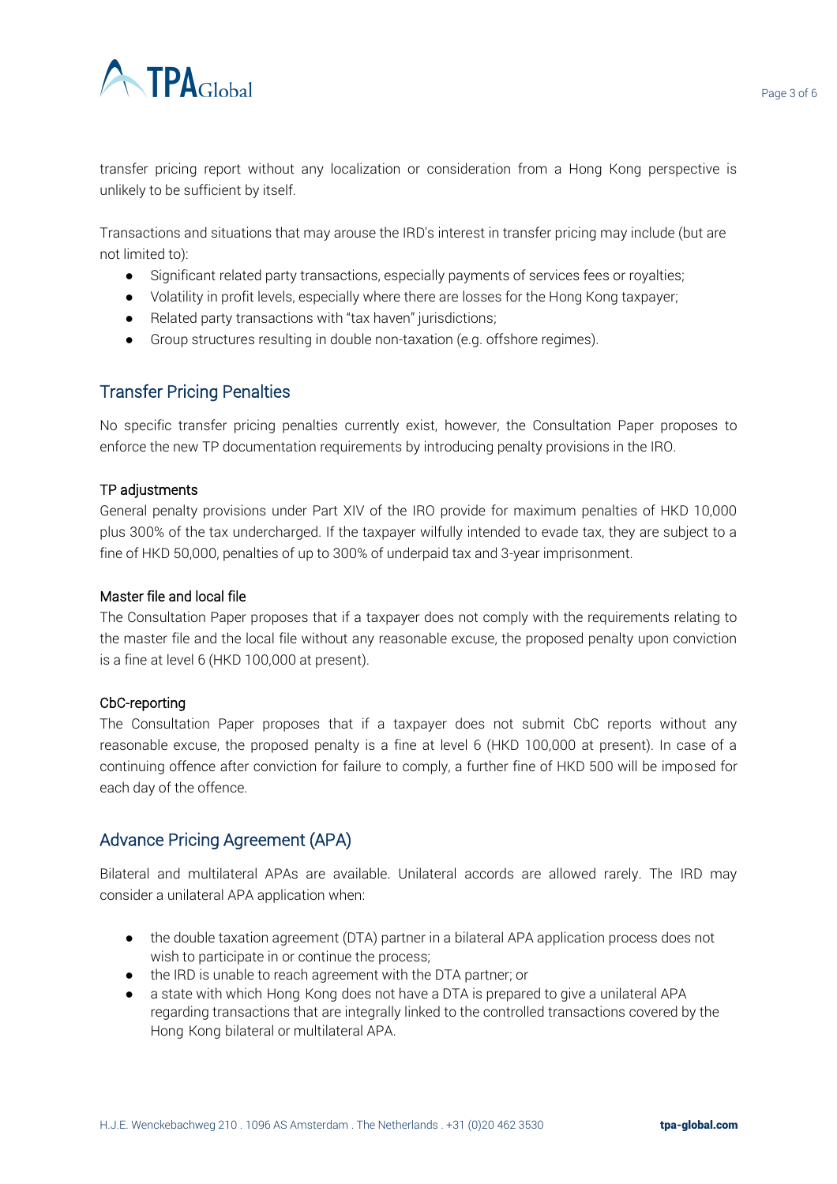transfer pricing report without any localization or consideration from a Hong Kong perspective is unlikely to be sufficient by itself.

Transactions and situations that may arouse the IRD's interest in transfer pricing may include (but are not limited to):

- Significant related party transactions, especially payments of services fees or royalties;
- Volatility in profit levels, especially where there are losses for the Hong Kong taxpayer;
- Related party transactions with "tax haven" jurisdictions;
- Group structures resulting in double non-taxation (e.g. offshore regimes).

## Transfer Pricing Penalties

No specific transfer pricing penalties currently exist, however, the Consultation Paper proposes to enforce the new TP documentation requirements by introducing penalty provisions in the IRO.

### TP adjustments

General penalty provisions under Part XIV of the IRO provide for maximum penalties of HKD 10,000 plus 300% of the tax undercharged. If the taxpayer wilfully intended to evade tax, they are subject to a fine of HKD 50,000, penalties of up to 300% of underpaid tax and 3-year imprisonment.

### Master file and local file

The Consultation Paper proposes that if a taxpayer does not comply with the requirements relating to the master file and the local file without any reasonable excuse, the proposed penalty upon conviction is a fine at level 6 (HKD 100,000 at present).

### CbC-reporting

The Consultation Paper proposes that if a taxpayer does not submit CbC reports without any reasonable excuse, the proposed penalty is a fine at level 6 (HKD 100,000 at present). In case of a continuing offence after conviction for failure to comply, a further fine of HKD 500 will be imposed for each day of the offence.

## Advance Pricing Agreement (APA)

Bilateral and multilateral APAs are available. Unilateral accords are allowed rarely. The IRD may consider a unilateral APA application when:

- the double taxation agreement (DTA) partner in a bilateral APA application process does not wish to participate in or continue the process;
- the IRD is unable to reach agreement with the DTA partner; or
- a state with which Hong Kong does not have a DTA is prepared to give a unilateral APA regarding transactions that are integrally linked to the controlled transactions covered by the Hong Kong bilateral or multilateral APA.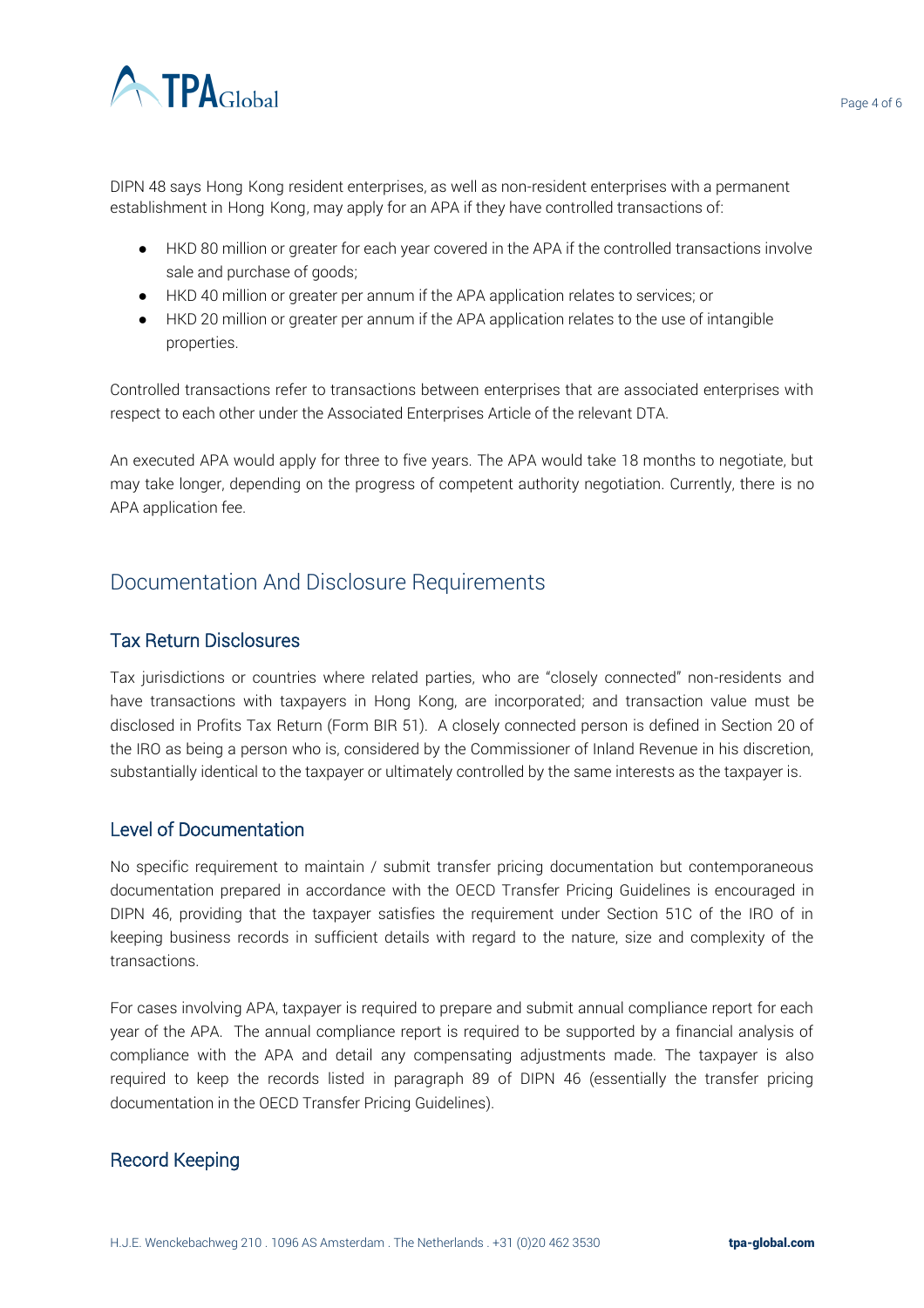DIPN 48 says Hong Kong resident enterprises, as well as non-resident enterprises with a permanent establishment in Hong Kong, may apply for an APA if they have controlled transactions of:

- HKD 80 million or greater for each year covered in the APA if the controlled transactions involve sale and purchase of goods;
- HKD 40 million or greater per annum if the APA application relates to services; or
- HKD 20 million or greater per annum if the APA application relates to the use of intangible properties.

Controlled transactions refer to transactions between enterprises that are associated enterprises with respect to each other under the Associated Enterprises Article of the relevant DTA.

An executed APA would apply for three to five years. The APA would take 18 months to negotiate, but may take longer, depending on the progress of competent authority negotiation. Currently, there is no APA application fee.

## Documentation And Disclosure Requirements

### Tax Return Disclosures

Tax jurisdictions or countries where related parties, who are "closely connected" non-residents and have transactions with taxpayers in Hong Kong, are incorporated; and transaction value must be disclosed in Profits Tax Return (Form BIR 51). A closely connected person is defined in Section 20 of the IRO as being a person who is, considered by the Commissioner of Inland Revenue in his discretion, substantially identical to the taxpayer or ultimately controlled by the same interests as the taxpayer is.

### Level of Documentation

No specific requirement to maintain / submit transfer pricing documentation but contemporaneous documentation prepared in accordance with the OECD Transfer Pricing Guidelines is encouraged in DIPN 46, providing that the taxpayer satisfies the requirement under Section 51C of the IRO of in keeping business records in sufficient details with regard to the nature, size and complexity of the transactions.

For cases involving APA, taxpayer is required to prepare and submit annual compliance report for each year of the APA. The annual compliance report is required to be supported by a financial analysis of compliance with the APA and detail any compensating adjustments made. The taxpayer is also required to keep the records listed in paragraph 89 of DIPN 46 (essentially the transfer pricing documentation in the OECD Transfer Pricing Guidelines).

### Record Keeping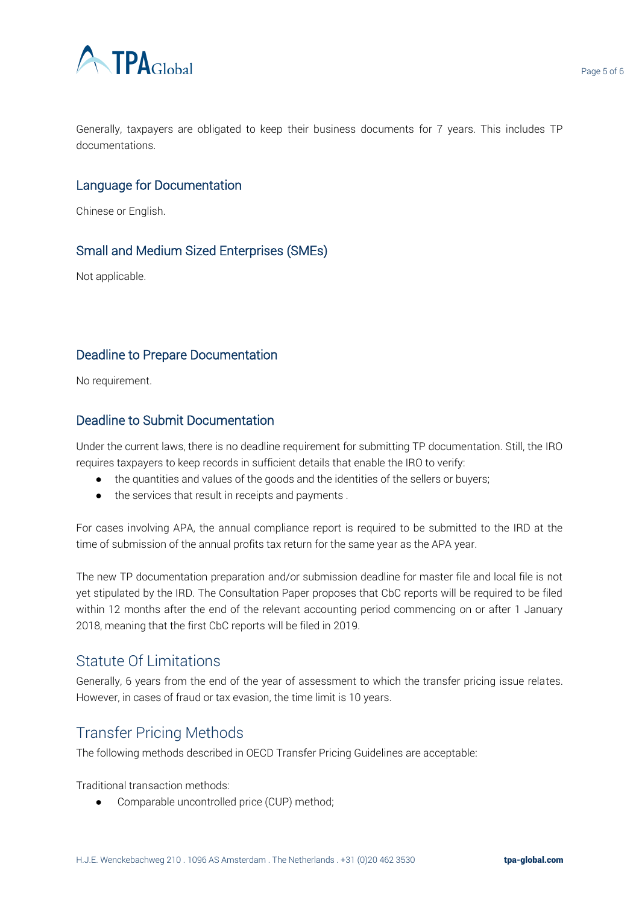Generally, taxpayers are obligated to keep their business documents for 7 years. This includes TP documentations.

### Language for Documentation

Chinese or English.

### Small and Medium Sized Enterprises (SMEs)

Not applicable.

### Deadline to Prepare Documentation

No requirement.

### Deadline to Submit Documentation

Under the current laws, there is no deadline requirement for submitting TP documentation. Still, the IRO requires taxpayers to keep records in sufficient details that enable the IRO to verify:

- the quantities and values of the goods and the identities of the sellers or buyers;
- the services that result in receipts and payments .

For cases involving APA, the annual compliance report is required to be submitted to the IRD at the time of submission of the annual profits tax return for the same year as the APA year.

The new TP documentation preparation and/or submission deadline for master file and local file is not yet stipulated by the IRD. The Consultation Paper proposes that CbC reports will be required to be filed within 12 months after the end of the relevant accounting period commencing on or after 1 January 2018, meaning that the first CbC reports will be filed in 2019.

## Statute Of Limitations

Generally, 6 years from the end of the year of assessment to which the transfer pricing issue relates. However, in cases of fraud or tax evasion, the time limit is 10 years.

## Transfer Pricing Methods

The following methods described in OECD Transfer Pricing Guidelines are acceptable:

Traditional transaction methods:

- Comparable uncontrolled price (CUP) method;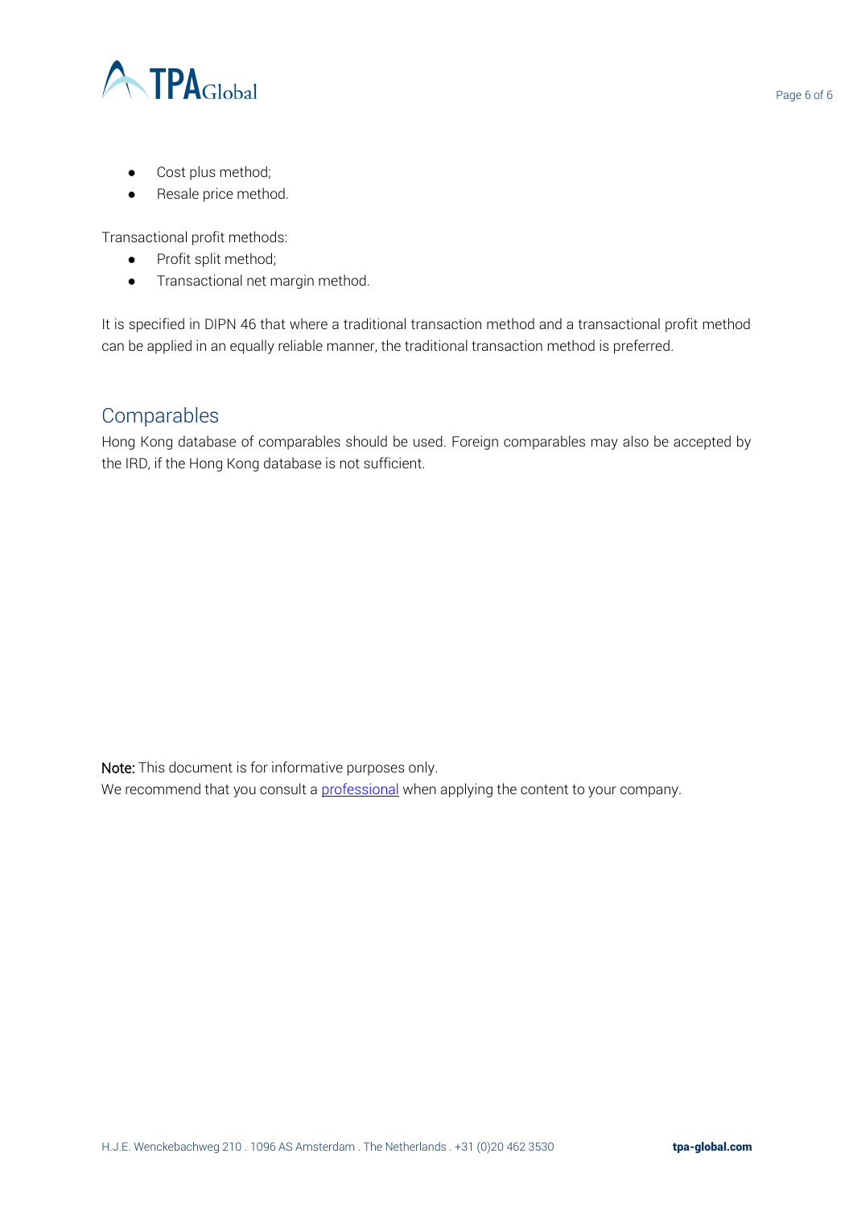- Cost plus method;
- Resale price method.

Transactional profit methods:

- Profit split method;
- Transactional net margin method.

It is specified in DIPN 46 that where a traditional transaction method and a transactional profit method can be applied in an equally reliable manner, the traditional transaction method is preferred.

## Comparables

Hong Kong database of comparables should be used. Foreign comparables may also be accepted by the IRD, if the Hong Kong database is not sufficient.

**Note:** This document is for informative purposes only.
We recommend that you consult a professional when applying the content to your company.